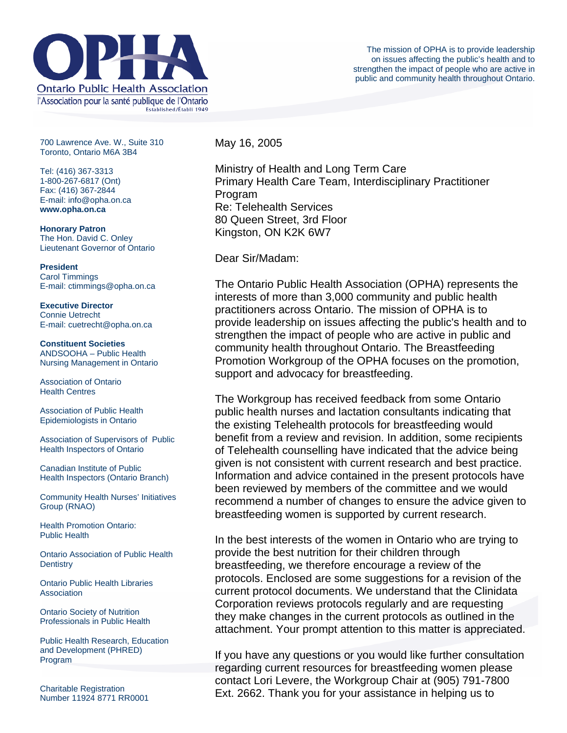# OPHA

Ontario Public Health Association

l'Association pour la santé publique de l'Ontario

Established/Établi 1949

The mission of OPHA is to provide leadership on issues affecting the public's health and to strengthen the impact of people who are active in public and community health throughout Ontario.

700 Lawrence Ave. W., Suite 310
Toronto, Ontario M6A 3B4

Tel: (416) 367-3313
1-800-267-6817 (Ont)
Fax: (416) 367-2844
E-mail: info@opha.on.ca
**www.opha.on.ca**

**Honorary Patron**
The Hon. David C. Onley
Lieutenant Governor of Ontario

**President**
Carol Timmings
E-mail: ctimmings@opha.on.ca

**Executive Director**
Connie Uetrecht
E-mail: cuetrecht@opha.on.ca

**Constituent Societies**

ANDSOOHA – Public Health Nursing Management in Ontario

Association of Ontario Health Centres

Association of Public Health Epidemiologists in Ontario

Association of Supervisors of Public Health Inspectors of Ontario

Canadian Institute of Public Health Inspectors (Ontario Branch)

Community Health Nurses' Initiatives Group (RNAO)

Health Promotion Ontario: Public Health

Ontario Association of Public Health Dentistry

Ontario Public Health Libraries Association

Ontario Society of Nutrition Professionals in Public Health

Public Health Research, Education and Development (PHRED) Program

Charitable Registration Number 11924 8771 RR0001

May 16, 2005

Ministry of Health and Long Term Care
Primary Health Care Team, Interdisciplinary Practitioner Program
Re: Telehealth Services
80 Queen Street, 3rd Floor
Kingston, ON K2K 6W7

Dear Sir/Madam:

The Ontario Public Health Association (OPHA) represents the interests of more than 3,000 community and public health practitioners across Ontario. The mission of OPHA is to provide leadership on issues affecting the public's health and to strengthen the impact of people who are active in public and community health throughout Ontario. The Breastfeeding Promotion Workgroup of the OPHA focuses on the promotion, support and advocacy for breastfeeding.

The Workgroup has received feedback from some Ontario public health nurses and lactation consultants indicating that the existing Telehealth protocols for breastfeeding would benefit from a review and revision. In addition, some recipients of Telehealth counselling have indicated that the advice being given is not consistent with current research and best practice. Information and advice contained in the present protocols have been reviewed by members of the committee and we would recommend a number of changes to ensure the advice given to breastfeeding women is supported by current research.

In the best interests of the women in Ontario who are trying to provide the best nutrition for their children through breastfeeding, we therefore encourage a review of the protocols. Enclosed are some suggestions for a revision of the current protocol documents. We understand that the Clinidata Corporation reviews protocols regularly and are requesting they make changes in the current protocols as outlined in the attachment. Your prompt attention to this matter is appreciated.

If you have any questions or you would like further consultation regarding current resources for breastfeeding women please contact Lori Levere, the Workgroup Chair at (905) 791-7800 Ext. 2662. Thank you for your assistance in helping us to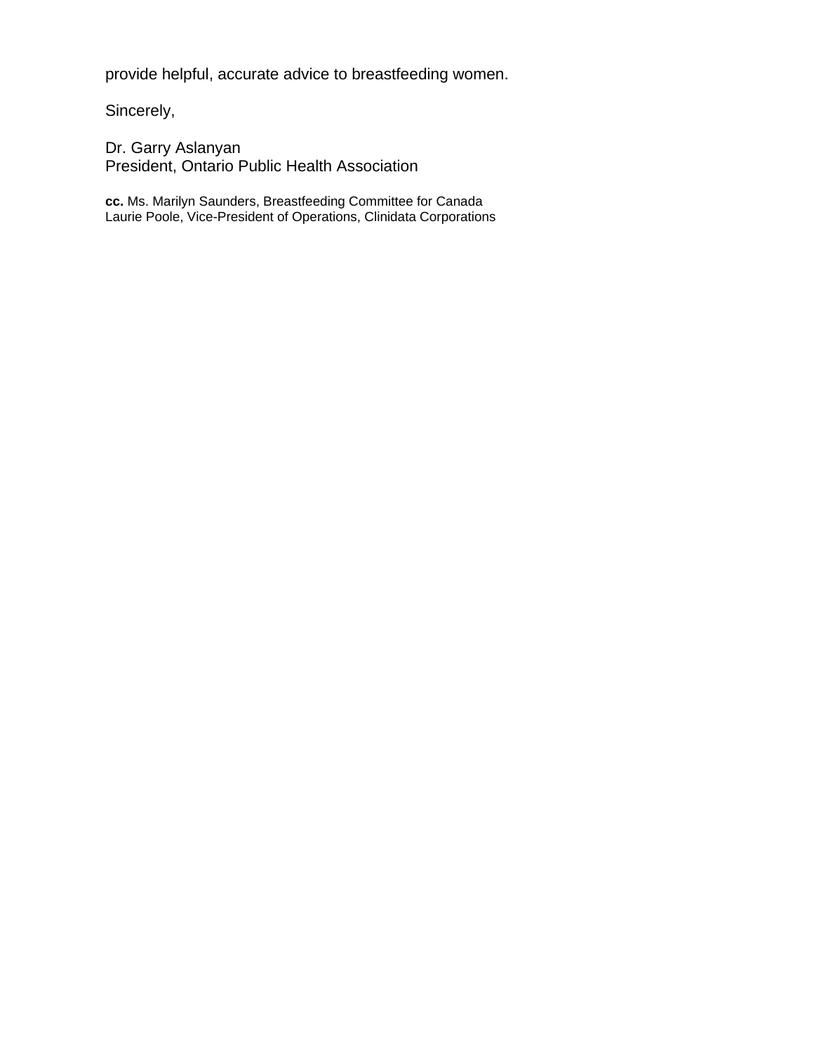provide helpful, accurate advice to breastfeeding women.

Sincerely,

Dr. Garry Aslanyan  
President, Ontario Public Health Association

**cc.** Ms. Marilyn Saunders, Breastfeeding Committee for Canada  
Laurie Poole, Vice-President of Operations, Clinidata Corporations